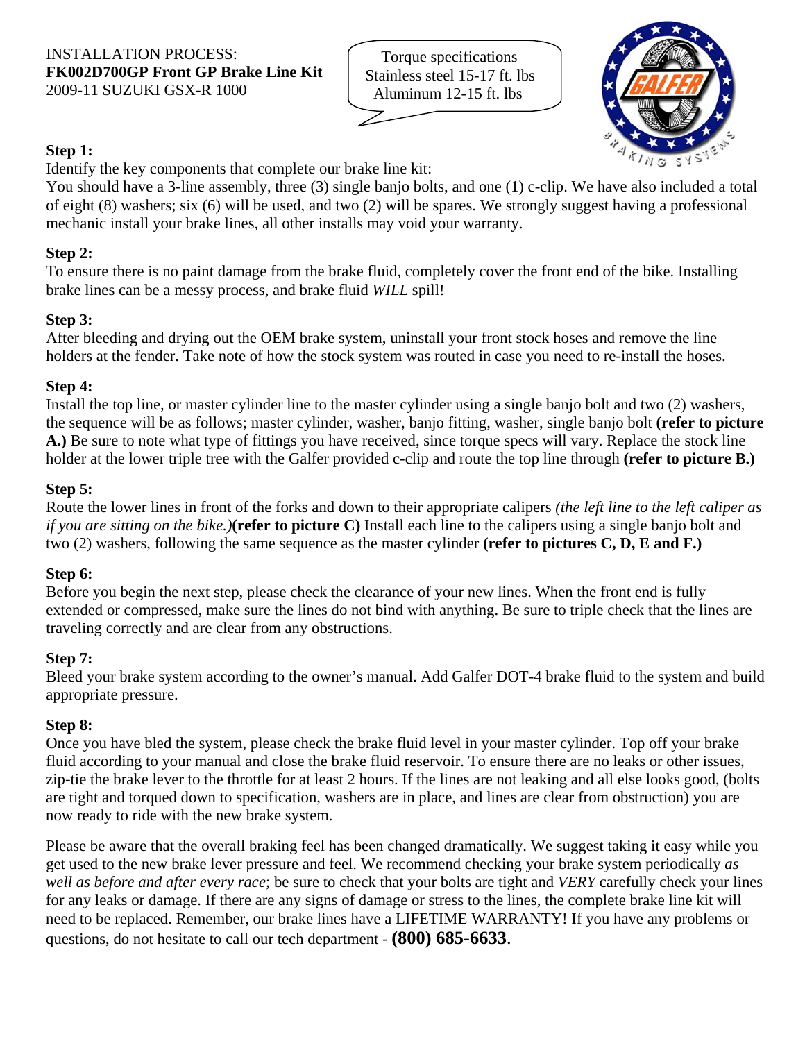INSTALLATION PROCESS:
**FK002D700GP Front GP Brake Line Kit**
2009-11 SUZUKI GSX-R 1000

Torque specifications
Stainless steel 15-17 ft. lbs
Aluminum 12-15 ft. lbs

**Step 1:**
Identify the key components that complete our brake line kit:
You should have a 3-line assembly, three (3) single banjo bolts, and one (1) c-clip. We have also included a total of eight (8) washers; six (6) will be used, and two (2) will be spares. We strongly suggest having a professional mechanic install your brake lines, all other installs may void your warranty.

**Step 2:**
To ensure there is no paint damage from the brake fluid, completely cover the front end of the bike. Installing brake lines can be a messy process, and brake fluid *WILL* spill!

**Step 3:**
After bleeding and drying out the OEM brake system, uninstall your front stock hoses and remove the line holders at the fender. Take note of how the stock system was routed in case you need to re-install the hoses.

**Step 4:**
Install the top line, or master cylinder line to the master cylinder using a single banjo bolt and two (2) washers, the sequence will be as follows; master cylinder, washer, banjo fitting, washer, single banjo bolt **(refer to picture A.)** Be sure to note what type of fittings you have received, since torque specs will vary. Replace the stock line holder at the lower triple tree with the Galfer provided c-clip and route the top line through **(refer to picture B.)**

**Step 5:**
Route the lower lines in front of the forks and down to their appropriate calipers *(the left line to the left caliper as if you are sitting on the bike.)***(refer to picture C)** Install each line to the calipers using a single banjo bolt and two (2) washers, following the same sequence as the master cylinder **(refer to pictures C, D, E and F.)**

**Step 6:**
Before you begin the next step, please check the clearance of your new lines. When the front end is fully extended or compressed, make sure the lines do not bind with anything. Be sure to triple check that the lines are traveling correctly and are clear from any obstructions.

**Step 7:**
Bleed your brake system according to the owner's manual. Add Galfer DOT-4 brake fluid to the system and build appropriate pressure.

**Step 8:**
Once you have bled the system, please check the brake fluid level in your master cylinder. Top off your brake fluid according to your manual and close the brake fluid reservoir. To ensure there are no leaks or other issues, zip-tie the brake lever to the throttle for at least 2 hours. If the lines are not leaking and all else looks good, (bolts are tight and torqued down to specification, washers are in place, and lines are clear from obstruction) you are now ready to ride with the new brake system.

Please be aware that the overall braking feel has been changed dramatically. We suggest taking it easy while you get used to the new brake lever pressure and feel. We recommend checking your brake system periodically *as well as before and after every race*; be sure to check that your bolts are tight and *VERY* carefully check your lines for any leaks or damage. If there are any signs of damage or stress to the lines, the complete brake line kit will need to be replaced. Remember, our brake lines have a LIFETIME WARRANTY! If you have any problems or questions, do not hesitate to call our tech department - **(800) 685-6633**.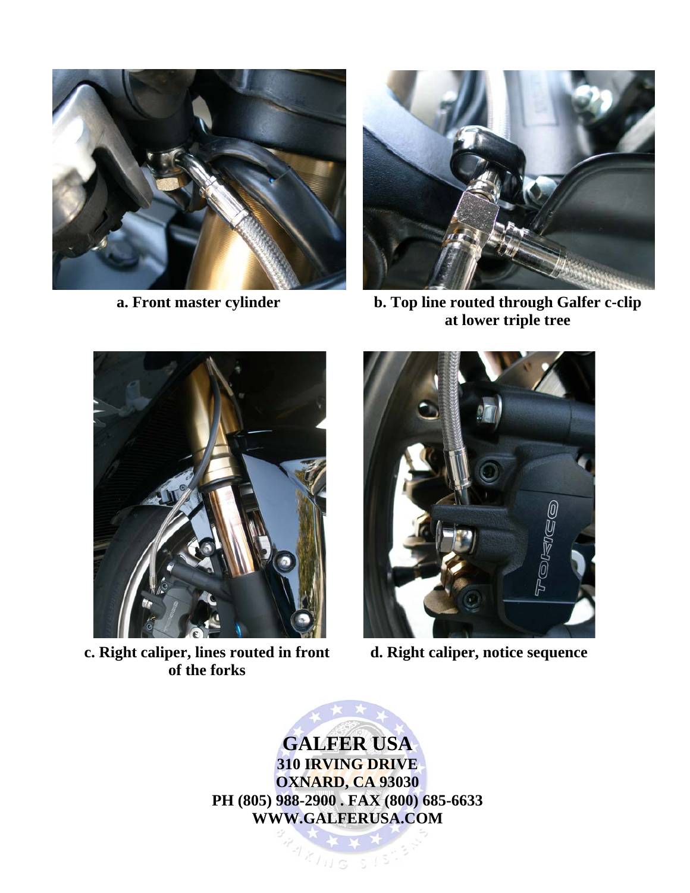**a. Front master cylinder**

**b. Top line routed through Galfer c-clip at lower triple tree**

**c. Right caliper, lines routed in front of the forks**

**d. Right caliper, notice sequence**

**GALFER USA**
**310 IRVING DRIVE**
**OXNARD, CA 93030**
**PH (805) 988-2900 . FAX (800) 685-6633**
**WWW.GALFERUSA.COM**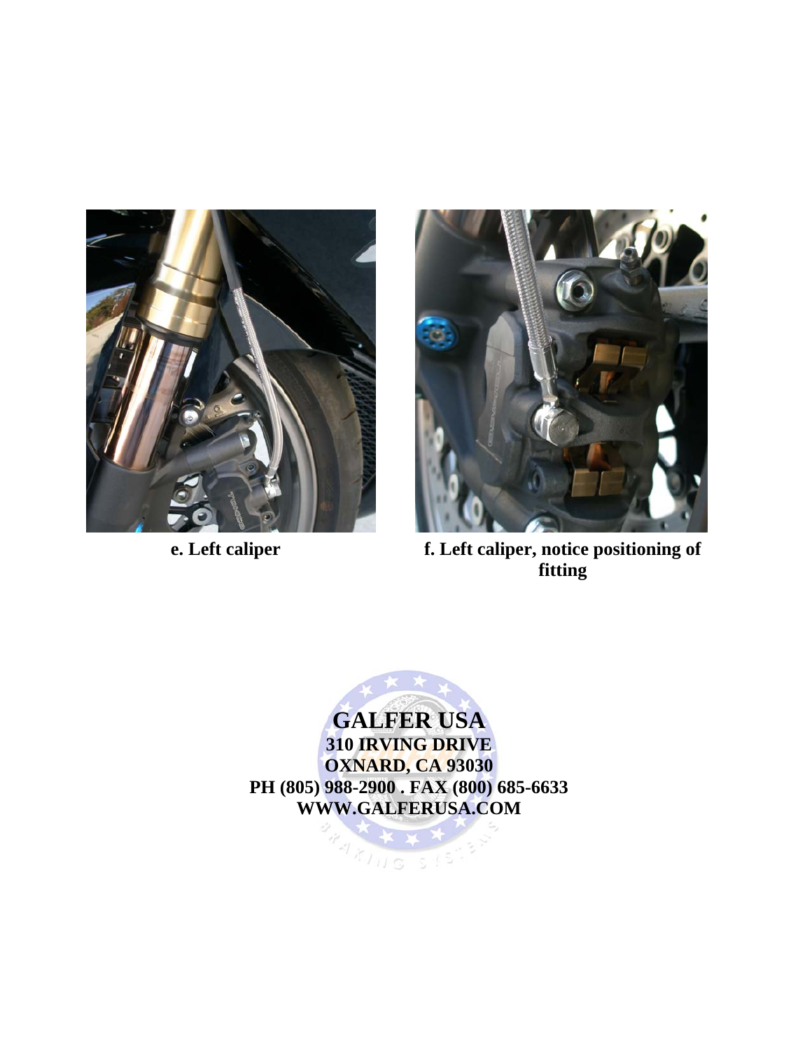e. Left caliper

f. Left caliper, notice positioning of fitting

**GALFER USA**
**310 IRVING DRIVE**
**OXNARD, CA 93030**
**PH (805) 988-2900 . FAX (800) 685-6633**
**WWW.GALFERUSA.COM**